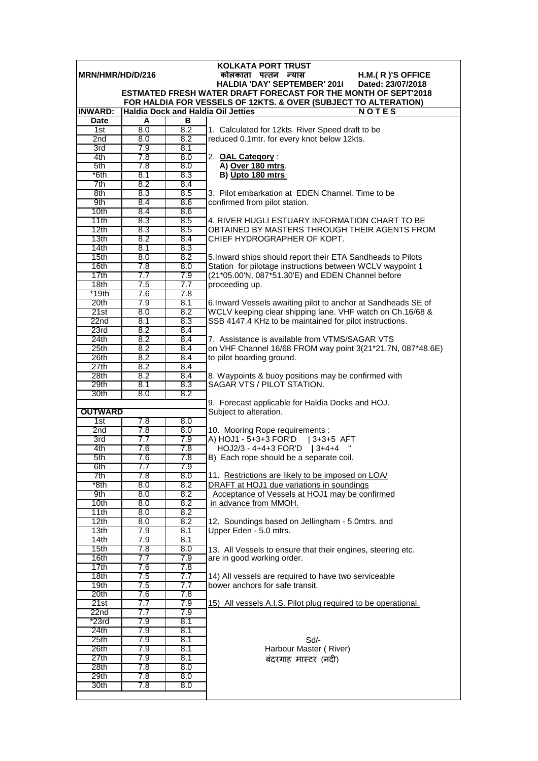**KOLKATA PORT TRUST**

**MRN/HMR/HD/D/216** **कोलकाता पत्तन न्यास** **H.M.( R )'S OFFICE**

**HALDIA 'DAY' SEPTEMBER' 2018** **Dated: 23/07/2018**

**ESTMATED FRESH WATER DRAFT FORECAST FOR THE MONTH OF SEPT'2018**

**FOR HALDIA FOR VESSELS OF 12KTS. & OVER (SUBJECT TO ALTERATION)**

**INWARD: Haldia Dock and Haldia Oil Jetties**

| Date | A | B |
|---|---|---|
| 1st | 8.0 | 8.2 |
| 2nd | 8.0 | 8.2 |
| 3rd | 7.9 | 8.1 |
| 4th | 7.8 | 8.0 |
| 5th | 7.8 | 8.0 |
| *6th | 8.1 | 8.3 |
| 7th | 8.2 | 8.4 |
| 8th | 8.3 | 8.5 |
| 9th | 8.4 | 8.6 |
| 10th | 8.4 | 8.6 |
| 11th | 8.3 | 8.5 |
| 12th | 8.3 | 8.5 |
| 13th | 8.2 | 8.4 |
| 14th | 8.1 | 8.3 |
| 15th | 8.0 | 8.2 |
| 16th | 7.8 | 8.0 |
| 17th | 7.7 | 7.9 |
| 18th | 7.5 | 7.7 |
| *19th | 7.6 | 7.8 |
| 20th | 7.9 | 8.1 |
| 21st | 8.0 | 8.2 |
| 22nd | 8.1 | 8.3 |
| 23rd | 8.2 | 8.4 |
| 24th | 8.2 | 8.4 |
| 25th | 8.2 | 8.4 |
| 26th | 8.2 | 8.4 |
| 27th | 8.2 | 8.4 |
| 28th | 8.2 | 8.4 |
| 29th | 8.1 | 8.3 |
| 30th | 8.0 | 8.2 |

**OUTWARD**

| Date | A | B |
|---|---|---|
| 1st | 7.8 | 8.0 |
| 2nd | 7.8 | 8.0 |
| 3rd | 7.7 | 7.9 |
| 4th | 7.6 | 7.8 |
| 5th | 7.6 | 7.8 |
| 6th | 7.7 | 7.9 |
| 7th | 7.8 | 8.0 |
| *8th | 8.0 | 8.2 |
| 9th | 8.0 | 8.2 |
| 10th | 8.0 | 8.2 |
| 11th | 8.0 | 8.2 |
| 12th | 8.0 | 8.2 |
| 13th | 7.9 | 8.1 |
| 14th | 7.9 | 8.1 |
| 15th | 7.8 | 8.0 |
| 16th | 7.7 | 7.9 |
| 17th | 7.6 | 7.8 |
| 18th | 7.5 | 7.7 |
| 19th | 7.5 | 7.7 |
| 20th | 7.6 | 7.8 |
| 21st | 7.7 | 7.9 |
| 22nd | 7.7 | 7.9 |
| *23rd | 7.9 | 8.1 |
| 24th | 7.9 | 8.1 |
| 25th | 7.9 | 8.1 |
| 26th | 7.9 | 8.1 |
| 27th | 7.9 | 8.1 |
| 28th | 7.8 | 8.0 |
| 29th | 7.8 | 8.0 |
| 30th | 7.8 | 8.0 |

**NOTES**

1. Calculated for 12kts. River Speed draft to be reduced 0.1mtr. for every knot below 12kts.

2. **OAL Category** :
   A) **Over 180 mtrs**.
   B) **Upto 180 mtrs**

3. Pilot embarkation at EDEN Channel. Time to be confirmed from pilot station.

4. RIVER HUGLI ESTUARY INFORMATION CHART TO BE OBTAINED BY MASTERS THROUGH THEIR AGENTS FROM CHIEF HYDROGRAPHER OF KOPT.

5. Inward ships should report their ETA Sandheads to Pilots Station for pilotage instructions between WCLV waypoint 1 (21*05.00'N, 087*51.30'E) and EDEN Channel before proceeding up.

6. Inward Vessels awaiting pilot to anchor at Sandheads SE of WCLV keeping clear shipping lane. VHF watch on Ch.16/68 & SSB 4147.4 KHz to be maintained for pilot instructions.

7. Assistance is available from VTMS/SAGAR VTS on VHF Channel 16/68 FROM way point 3(21*21.7N, 087*48.6E) to pilot boarding ground.

8. Waypoints & buoy positions may be confirmed with SAGAR VTS / PILOT STATION.

9. Forecast applicable for Haldia Docks and HOJ. Subject to alteration.

10. Mooring Rope requirements :
    A) HOJ1 - 5+3+3 FOR'D | 3+3+5 AFT
    HOJ2/3 - 4+4+3 FOR'D | 3+4+4 "
    B) Each rope should be a separate coil.

11. Restrictions are likely to be imposed on LOA/ DRAFT at HOJ1 due variations in soundings
    Acceptance of Vessels at HOJ1 may be confirmed in advance from MMOH.

12. Soundings based on Jellingham - 5.0mtrs. and Upper Eden - 5.0 mtrs.

13. All Vessels to ensure that their engines, steering etc. are in good working order.

14) All vessels are required to have two serviceable bower anchors for safe transit.

15) All vessels A.I.S. Pilot plug required to be operational.

Sd/-
Harbour Master ( River)
बंदरगाह मास्टर (नदी)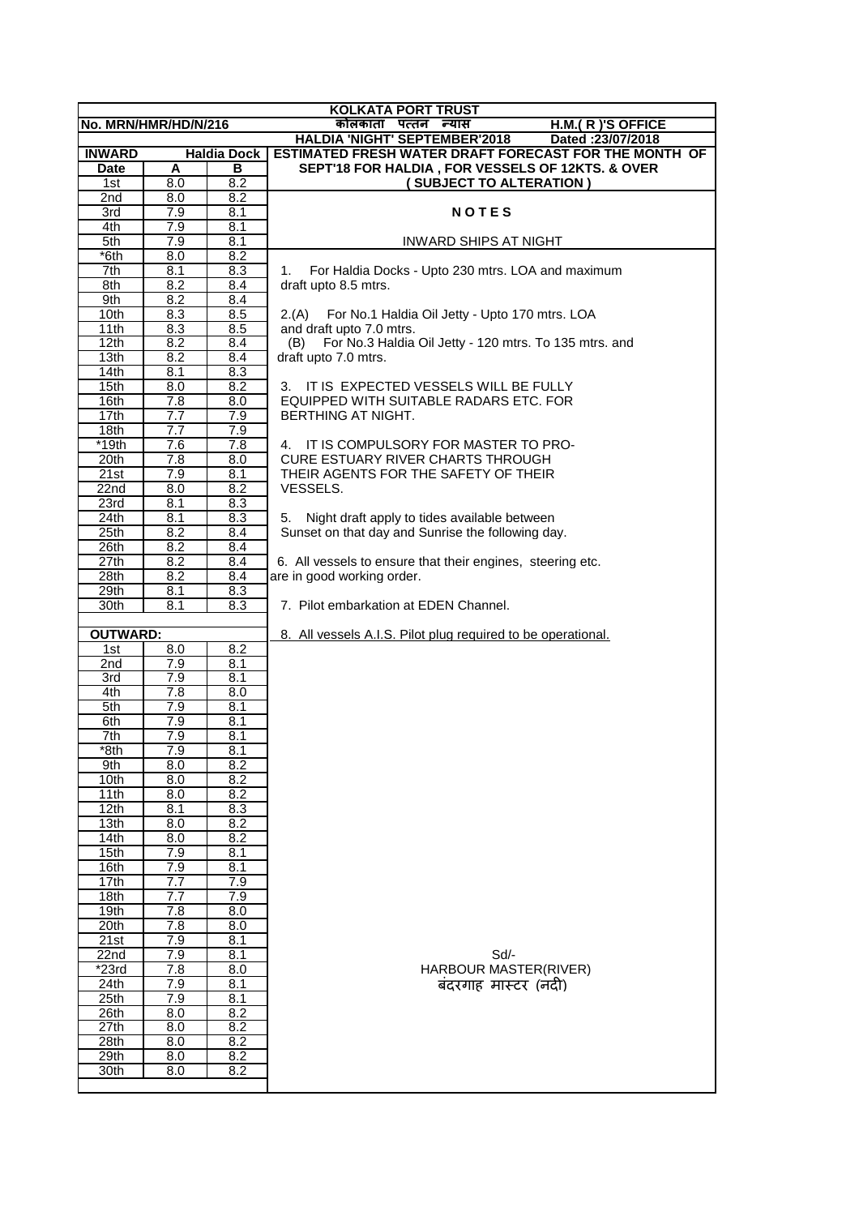# KOLKATA PORT TRUST

**No. MRN/HMR/HD/N/216** — **कोलकाता पत्तन न्यास** — **H.M.( R )'S OFFICE**

**HALDIA 'NIGHT' SEPTEMBER'2018** — **Dated :23/07/2018**

**ESTIMATED FRESH WATER DRAFT FORECAST FOR THE MONTH OF SEPT'18 FOR HALDIA , FOR VESSELS OF 12KTS. & OVER**

**( SUBJECT TO ALTERATION )**

| INWARD | Haldia Dock | |
|---|---|---|
| **Date** | **A** | **B** |
| 1st | 8.0 | 8.2 |
| 2nd | 8.0 | 8.2 |
| 3rd | 7.9 | 8.1 |
| 4th | 7.9 | 8.1 |
| 5th | 7.9 | 8.1 |
| *6th | 8.0 | 8.2 |
| 7th | 8.1 | 8.3 |
| 8th | 8.2 | 8.4 |
| 9th | 8.2 | 8.4 |
| 10th | 8.3 | 8.5 |
| 11th | 8.3 | 8.5 |
| 12th | 8.2 | 8.4 |
| 13th | 8.2 | 8.4 |
| 14th | 8.1 | 8.3 |
| 15th | 8.0 | 8.2 |
| 16th | 7.8 | 8.0 |
| 17th | 7.7 | 7.9 |
| 18th | 7.7 | 7.9 |
| *19th | 7.6 | 7.8 |
| 20th | 7.8 | 8.0 |
| 21st | 7.9 | 8.1 |
| 22nd | 8.0 | 8.2 |
| 23rd | 8.1 | 8.3 |
| 24th | 8.1 | 8.3 |
| 25th | 8.2 | 8.4 |
| 26th | 8.2 | 8.4 |
| 27th | 8.2 | 8.4 |
| 28th | 8.2 | 8.4 |
| 29th | 8.1 | 8.3 |
| 30th | 8.1 | 8.3 |
| **OUTWARD:** | | |
| 1st | 8.0 | 8.2 |
| 2nd | 7.9 | 8.1 |
| 3rd | 7.9 | 8.1 |
| 4th | 7.8 | 8.0 |
| 5th | 7.9 | 8.1 |
| 6th | 7.9 | 8.1 |
| 7th | 7.9 | 8.1 |
| *8th | 7.9 | 8.1 |
| 9th | 8.0 | 8.2 |
| 10th | 8.0 | 8.2 |
| 11th | 8.0 | 8.2 |
| 12th | 8.1 | 8.3 |
| 13th | 8.0 | 8.2 |
| 14th | 8.0 | 8.2 |
| 15th | 7.9 | 8.1 |
| 16th | 7.9 | 8.1 |
| 17th | 7.7 | 7.9 |
| 18th | 7.7 | 7.9 |
| 19th | 7.8 | 8.0 |
| 20th | 7.8 | 8.0 |
| 21st | 7.9 | 8.1 |
| 22nd | 7.9 | 8.1 |
| *23rd | 7.8 | 8.0 |
| 24th | 7.9 | 8.1 |
| 25th | 7.9 | 8.1 |
| 26th | 8.0 | 8.2 |
| 27th | 8.0 | 8.2 |
| 28th | 8.0 | 8.2 |
| 29th | 8.0 | 8.2 |
| 30th | 8.0 | 8.2 |

## N O T E S

INWARD SHIPS AT NIGHT

1. For Haldia Docks - Upto 230 mtrs. LOA and maximum draft upto 8.5 mtrs.

2.(A) For No.1 Haldia Oil Jetty - Upto 170 mtrs. LOA and draft upto 7.0 mtrs.
(B) For No.3 Haldia Oil Jetty - 120 mtrs. To 135 mtrs. and draft upto 7.0 mtrs.

3. IT IS EXPECTED VESSELS WILL BE FULLY EQUIPPED WITH SUITABLE RADARS ETC. FOR BERTHING AT NIGHT.

4. IT IS COMPULSORY FOR MASTER TO PROCURE ESTUARY RIVER CHARTS THROUGH THEIR AGENTS FOR THE SAFETY OF THEIR VESSELS.

5. Night draft apply to tides available between Sunset on that day and Sunrise the following day.

6. All vessels to ensure that their engines, steering etc. are in good working order.

7. Pilot embarkation at EDEN Channel.

8. All vessels A.I.S. Pilot plug required to be operational.

Sd/-
HARBOUR MASTER(RIVER)
बंदरगाह मास्टर (नदी)